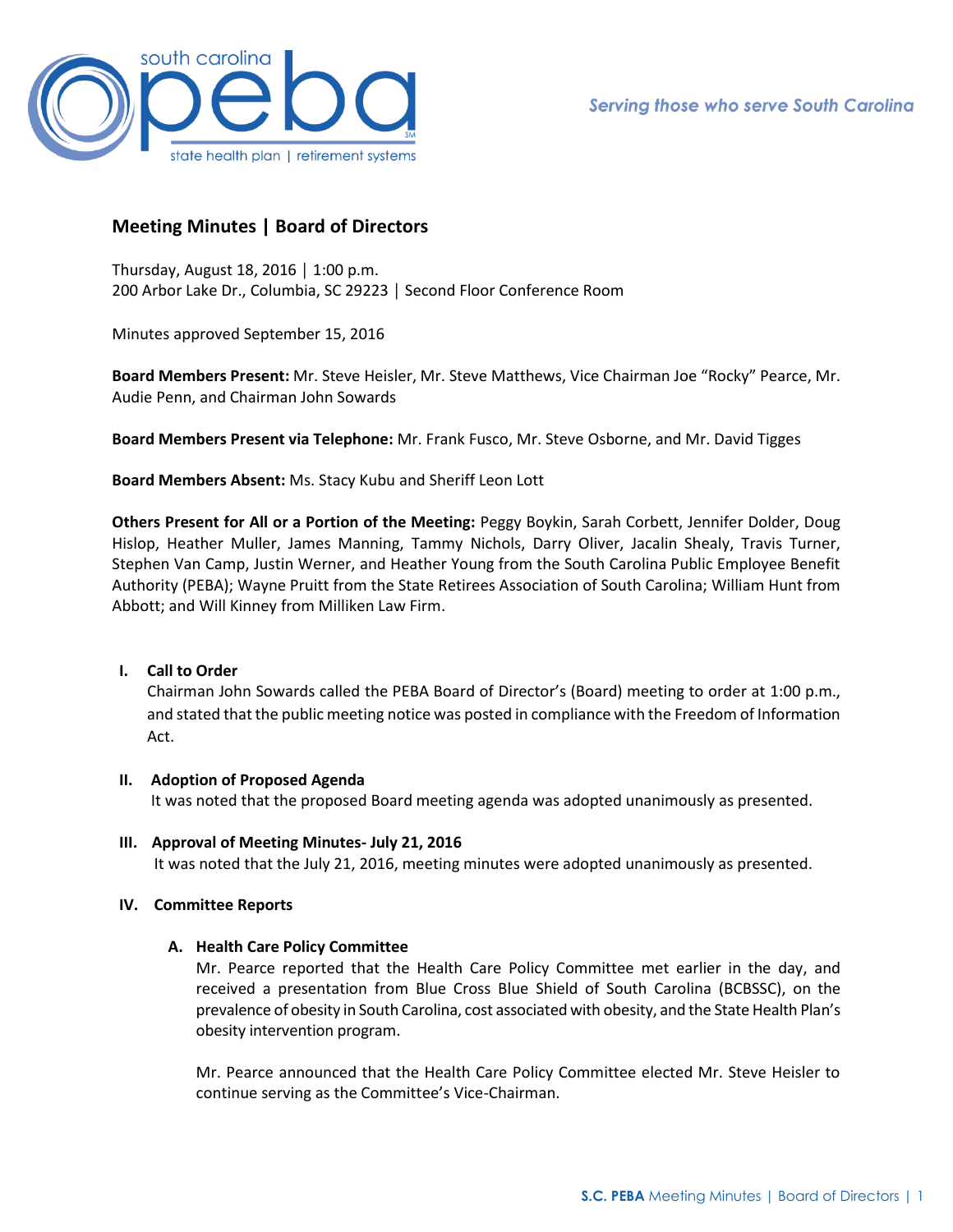# Meeting Minutes | Board of Directors

Thursday, August 18, 2016 │ 1:00 p.m.
200 Arbor Lake Dr., Columbia, SC 29223 │ Second Floor Conference Room

Minutes approved September 15, 2016

**Board Members Present:** Mr. Steve Heisler, Mr. Steve Matthews, Vice Chairman Joe "Rocky" Pearce, Mr. Audie Penn, and Chairman John Sowards

**Board Members Present via Telephone:** Mr. Frank Fusco, Mr. Steve Osborne, and Mr. David Tigges

**Board Members Absent:** Ms. Stacy Kubu and Sheriff Leon Lott

**Others Present for All or a Portion of the Meeting:** Peggy Boykin, Sarah Corbett, Jennifer Dolder, Doug Hislop, Heather Muller, James Manning, Tammy Nichols, Darry Oliver, Jacalin Shealy, Travis Turner, Stephen Van Camp, Justin Werner, and Heather Young from the South Carolina Public Employee Benefit Authority (PEBA); Wayne Pruitt from the State Retirees Association of South Carolina; William Hunt from Abbott; and Will Kinney from Milliken Law Firm.

## I. Call to Order

Chairman John Sowards called the PEBA Board of Director's (Board) meeting to order at 1:00 p.m., and stated that the public meeting notice was posted in compliance with the Freedom of Information Act.

## II. Adoption of Proposed Agenda

It was noted that the proposed Board meeting agenda was adopted unanimously as presented.

## III. Approval of Meeting Minutes- July 21, 2016

It was noted that the July 21, 2016, meeting minutes were adopted unanimously as presented.

## IV. Committee Reports

### A. Health Care Policy Committee

Mr. Pearce reported that the Health Care Policy Committee met earlier in the day, and received a presentation from Blue Cross Blue Shield of South Carolina (BCBSSC), on the prevalence of obesity in South Carolina, cost associated with obesity, and the State Health Plan's obesity intervention program.

Mr. Pearce announced that the Health Care Policy Committee elected Mr. Steve Heisler to continue serving as the Committee's Vice-Chairman.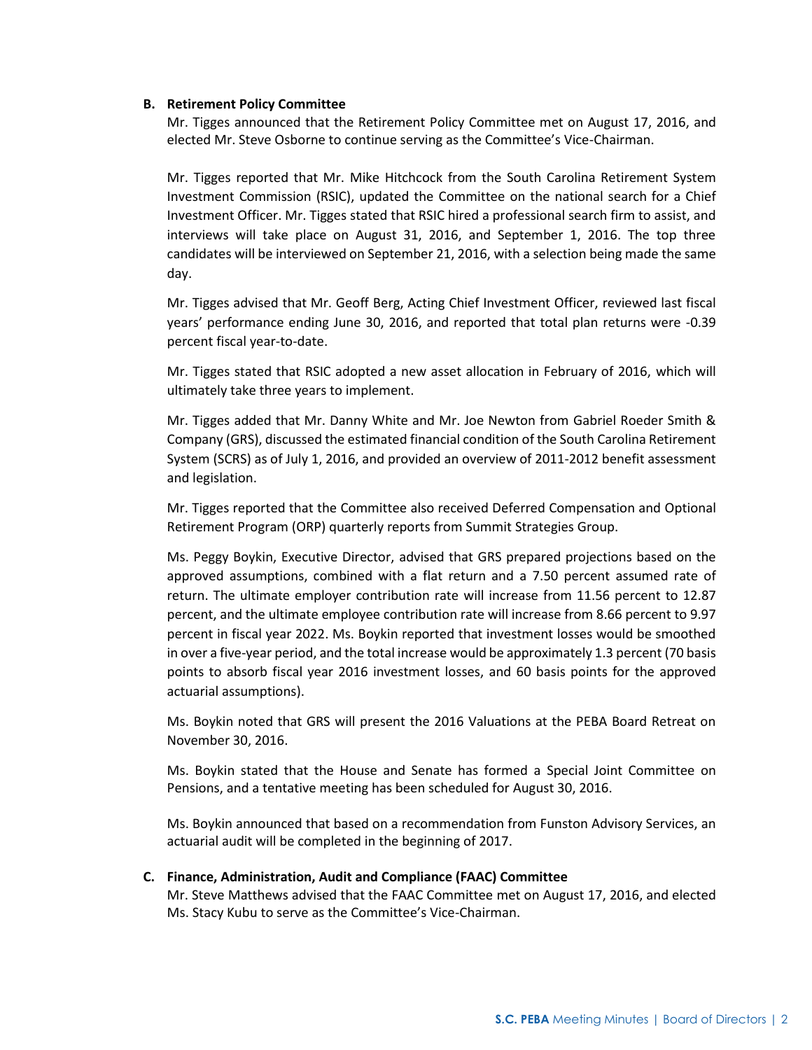**B. Retirement Policy Committee**

Mr. Tigges announced that the Retirement Policy Committee met on August 17, 2016, and elected Mr. Steve Osborne to continue serving as the Committee's Vice-Chairman.

Mr. Tigges reported that Mr. Mike Hitchcock from the South Carolina Retirement System Investment Commission (RSIC), updated the Committee on the national search for a Chief Investment Officer. Mr. Tigges stated that RSIC hired a professional search firm to assist, and interviews will take place on August 31, 2016, and September 1, 2016. The top three candidates will be interviewed on September 21, 2016, with a selection being made the same day.

Mr. Tigges advised that Mr. Geoff Berg, Acting Chief Investment Officer, reviewed last fiscal years' performance ending June 30, 2016, and reported that total plan returns were -0.39 percent fiscal year-to-date.

Mr. Tigges stated that RSIC adopted a new asset allocation in February of 2016, which will ultimately take three years to implement.

Mr. Tigges added that Mr. Danny White and Mr. Joe Newton from Gabriel Roeder Smith & Company (GRS), discussed the estimated financial condition of the South Carolina Retirement System (SCRS) as of July 1, 2016, and provided an overview of 2011-2012 benefit assessment and legislation.

Mr. Tigges reported that the Committee also received Deferred Compensation and Optional Retirement Program (ORP) quarterly reports from Summit Strategies Group.

Ms. Peggy Boykin, Executive Director, advised that GRS prepared projections based on the approved assumptions, combined with a flat return and a 7.50 percent assumed rate of return. The ultimate employer contribution rate will increase from 11.56 percent to 12.87 percent, and the ultimate employee contribution rate will increase from 8.66 percent to 9.97 percent in fiscal year 2022. Ms. Boykin reported that investment losses would be smoothed in over a five-year period, and the total increase would be approximately 1.3 percent (70 basis points to absorb fiscal year 2016 investment losses, and 60 basis points for the approved actuarial assumptions).

Ms. Boykin noted that GRS will present the 2016 Valuations at the PEBA Board Retreat on November 30, 2016.

Ms. Boykin stated that the House and Senate has formed a Special Joint Committee on Pensions, and a tentative meeting has been scheduled for August 30, 2016.

Ms. Boykin announced that based on a recommendation from Funston Advisory Services, an actuarial audit will be completed in the beginning of 2017.

**C. Finance, Administration, Audit and Compliance (FAAC) Committee**

Mr. Steve Matthews advised that the FAAC Committee met on August 17, 2016, and elected Ms. Stacy Kubu to serve as the Committee's Vice-Chairman.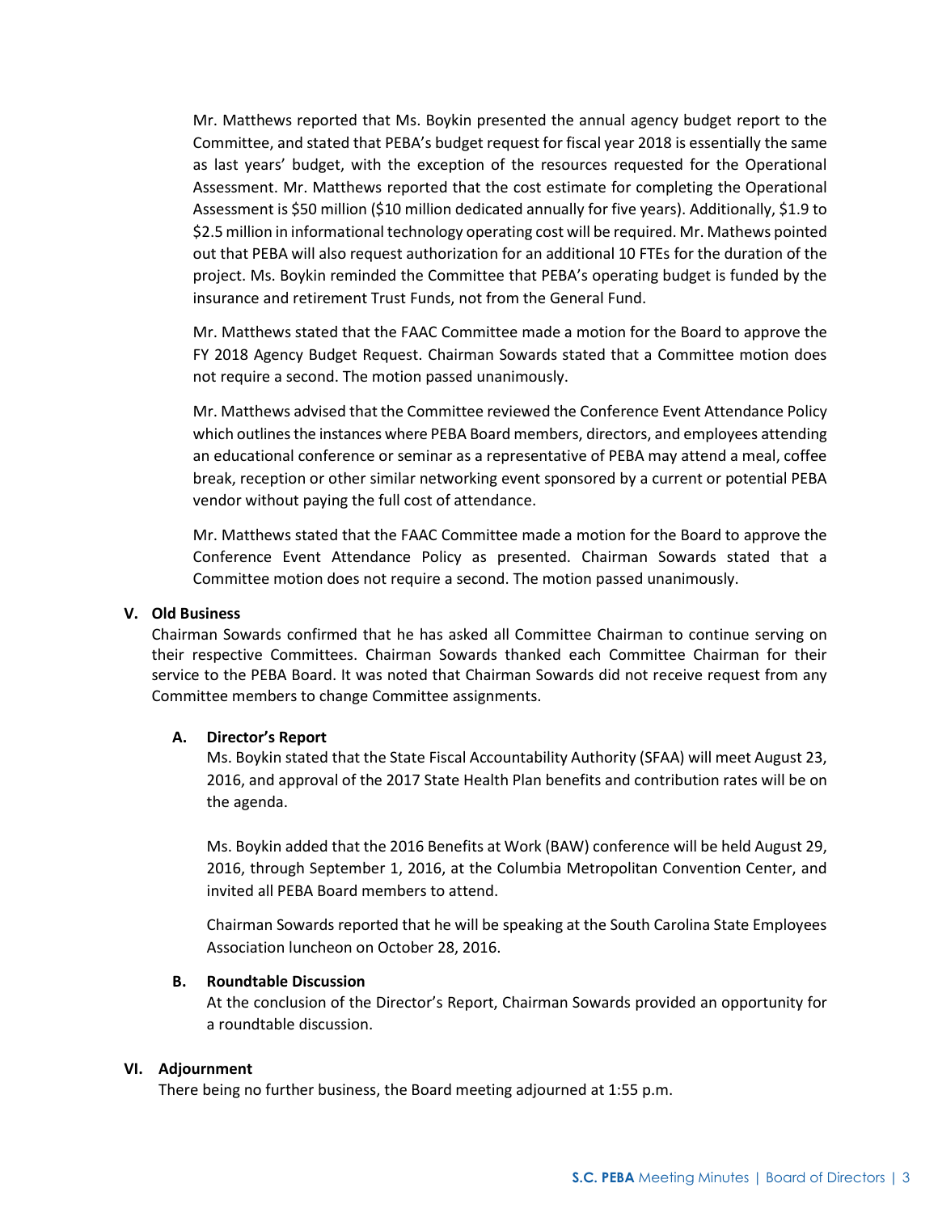Mr. Matthews reported that Ms. Boykin presented the annual agency budget report to the Committee, and stated that PEBA's budget request for fiscal year 2018 is essentially the same as last years' budget, with the exception of the resources requested for the Operational Assessment. Mr. Matthews reported that the cost estimate for completing the Operational Assessment is $50 million ($10 million dedicated annually for five years). Additionally, $1.9 to $2.5 million in informational technology operating cost will be required. Mr. Mathews pointed out that PEBA will also request authorization for an additional 10 FTEs for the duration of the project. Ms. Boykin reminded the Committee that PEBA's operating budget is funded by the insurance and retirement Trust Funds, not from the General Fund.

Mr. Matthews stated that the FAAC Committee made a motion for the Board to approve the FY 2018 Agency Budget Request. Chairman Sowards stated that a Committee motion does not require a second. The motion passed unanimously.

Mr. Matthews advised that the Committee reviewed the Conference Event Attendance Policy which outlines the instances where PEBA Board members, directors, and employees attending an educational conference or seminar as a representative of PEBA may attend a meal, coffee break, reception or other similar networking event sponsored by a current or potential PEBA vendor without paying the full cost of attendance.

Mr. Matthews stated that the FAAC Committee made a motion for the Board to approve the Conference Event Attendance Policy as presented. Chairman Sowards stated that a Committee motion does not require a second. The motion passed unanimously.

## V. Old Business

Chairman Sowards confirmed that he has asked all Committee Chairman to continue serving on their respective Committees. Chairman Sowards thanked each Committee Chairman for their service to the PEBA Board. It was noted that Chairman Sowards did not receive request from any Committee members to change Committee assignments.

### A. Director's Report

Ms. Boykin stated that the State Fiscal Accountability Authority (SFAA) will meet August 23, 2016, and approval of the 2017 State Health Plan benefits and contribution rates will be on the agenda.

Ms. Boykin added that the 2016 Benefits at Work (BAW) conference will be held August 29, 2016, through September 1, 2016, at the Columbia Metropolitan Convention Center, and invited all PEBA Board members to attend.

Chairman Sowards reported that he will be speaking at the South Carolina State Employees Association luncheon on October 28, 2016.

### B. Roundtable Discussion

At the conclusion of the Director's Report, Chairman Sowards provided an opportunity for a roundtable discussion.

## VI. Adjournment

There being no further business, the Board meeting adjourned at 1:55 p.m.